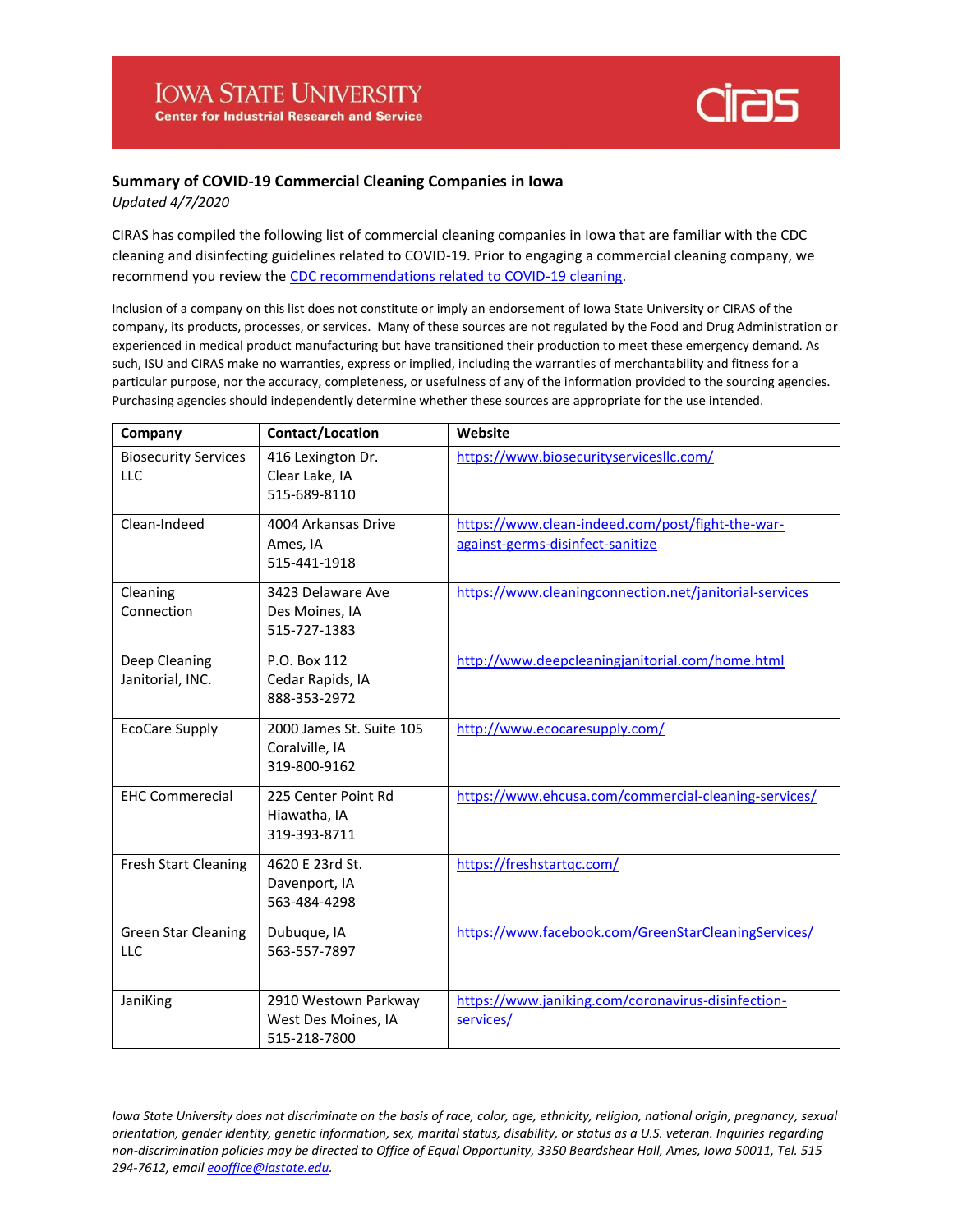**Iowa State University**
**Center for Industrial Research and Service**

**ciras**

**Summary of COVID-19 Commercial Cleaning Companies in Iowa**

*Updated 4/7/2020*

CIRAS has compiled the following list of commercial cleaning companies in Iowa that are familiar with the CDC cleaning and disinfecting guidelines related to COVID-19. Prior to engaging a commercial cleaning company, we recommend you review the CDC recommendations related to COVID-19 cleaning.

Inclusion of a company on this list does not constitute or imply an endorsement of Iowa State University or CIRAS of the company, its products, processes, or services. Many of these sources are not regulated by the Food and Drug Administration or experienced in medical product manufacturing but have transitioned their production to meet these emergency demand. As such, ISU and CIRAS make no warranties, express or implied, including the warranties of merchantability and fitness for a particular purpose, nor the accuracy, completeness, or usefulness of any of the information provided to the sourcing agencies. Purchasing agencies should independently determine whether these sources are appropriate for the use intended.

| Company | Contact/Location | Website |
|---|---|---|
| Biosecurity Services LLC | 416 Lexington Dr.<br>Clear Lake, IA<br>515-689-8110 | https://www.biosecurityservicesllc.com/ |
| Clean-Indeed | 4004 Arkansas Drive<br>Ames, IA<br>515-441-1918 | https://www.clean-indeed.com/post/fight-the-war-against-germs-disinfect-sanitize |
| Cleaning Connection | 3423 Delaware Ave<br>Des Moines, IA<br>515-727-1383 | https://www.cleaningconnection.net/janitorial-services |
| Deep Cleaning Janitorial, INC. | P.O. Box 112<br>Cedar Rapids, IA<br>888-353-2972 | http://www.deepcleaningjanitorial.com/home.html |
| EcoCare Supply | 2000 James St. Suite 105<br>Coralville, IA<br>319-800-9162 | http://www.ecocaresupply.com/ |
| EHC Commerecial | 225 Center Point Rd<br>Hiawatha, IA<br>319-393-8711 | https://www.ehcusa.com/commercial-cleaning-services/ |
| Fresh Start Cleaning | 4620 E 23rd St.<br>Davenport, IA<br>563-484-4298 | https://freshstartqc.com/ |
| Green Star Cleaning LLC | Dubuque, IA<br>563-557-7897 | https://www.facebook.com/GreenStarCleaningServices/ |
| JaniKing | 2910 Westown Parkway<br>West Des Moines, IA<br>515-218-7800 | https://www.janiking.com/coronavirus-disinfection-services/ |

*Iowa State University does not discriminate on the basis of race, color, age, ethnicity, religion, national origin, pregnancy, sexual orientation, gender identity, genetic information, sex, marital status, disability, or status as a U.S. veteran. Inquiries regarding non-discrimination policies may be directed to Office of Equal Opportunity, 3350 Beardshear Hall, Ames, Iowa 50011, Tel. 515 294-7612, email eooffice@iastate.edu.*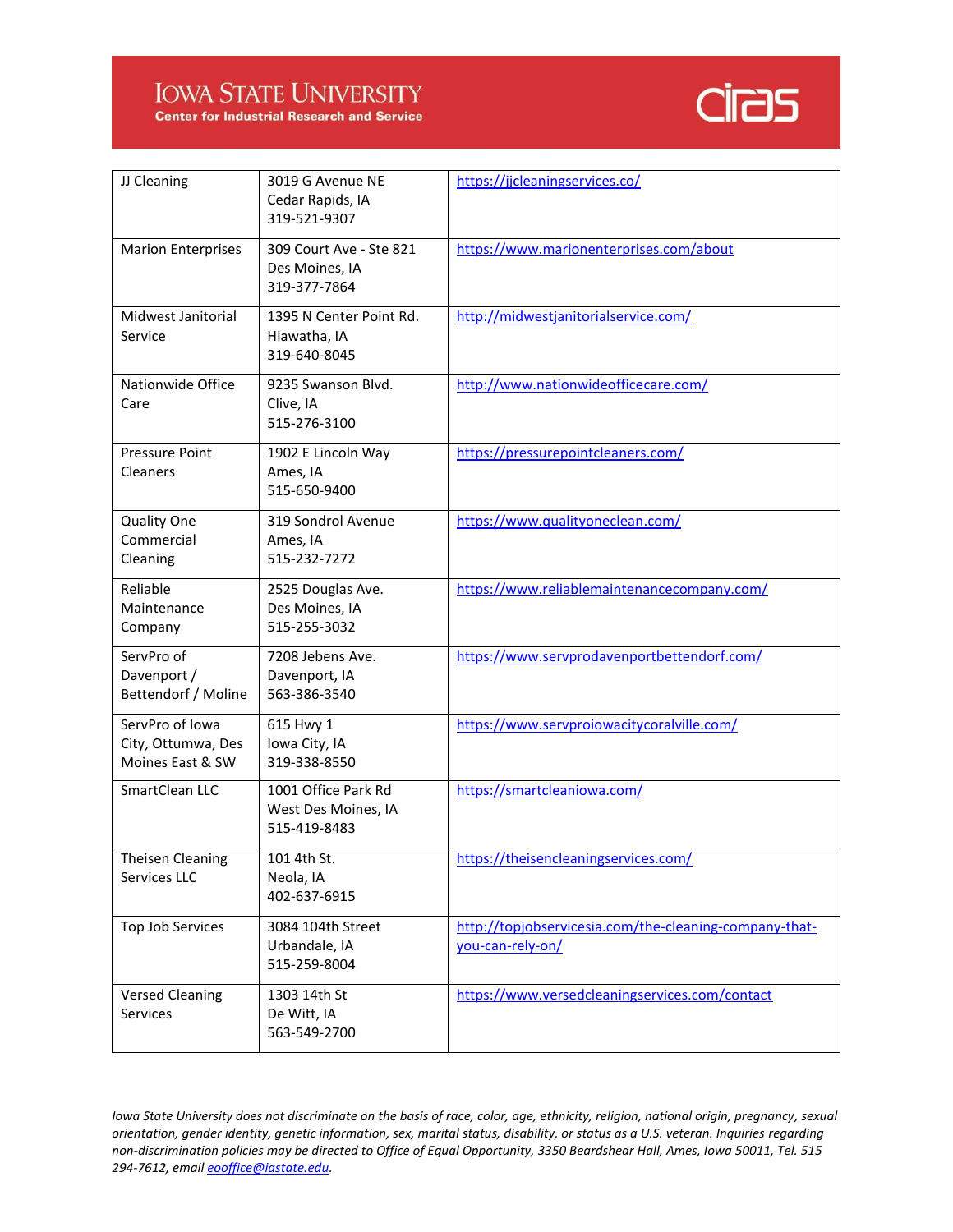| | | |
|---|---|---|
| JJ Cleaning | 3019 G Avenue NE<br>Cedar Rapids, IA<br>319-521-9307 | https://jjcleaningservices.co/ |
| Marion Enterprises | 309 Court Ave - Ste 821<br>Des Moines, IA<br>319-377-7864 | https://www.marionenterprises.com/about |
| Midwest Janitorial Service | 1395 N Center Point Rd.<br>Hiawatha, IA<br>319-640-8045 | http://midwestjanitorialservice.com/ |
| Nationwide Office Care | 9235 Swanson Blvd.<br>Clive, IA<br>515-276-3100 | http://www.nationwideofficecare.com/ |
| Pressure Point Cleaners | 1902 E Lincoln Way<br>Ames, IA<br>515-650-9400 | https://pressurepointcleaners.com/ |
| Quality One Commercial Cleaning | 319 Sondrol Avenue<br>Ames, IA<br>515-232-7272 | https://www.qualityoneclean.com/ |
| Reliable Maintenance Company | 2525 Douglas Ave.<br>Des Moines, IA<br>515-255-3032 | https://www.reliablemaintenancecompany.com/ |
| ServPro of Davenport / Bettendorf / Moline | 7208 Jebens Ave.<br>Davenport, IA<br>563-386-3540 | https://www.servprodavenportbettendorf.com/ |
| ServPro of Iowa City, Ottumwa, Des Moines East & SW | 615 Hwy 1<br>Iowa City, IA<br>319-338-8550 | https://www.servproiowacitycoralville.com/ |
| SmartClean LLC | 1001 Office Park Rd<br>West Des Moines, IA<br>515-419-8483 | https://smartcleaniowa.com/ |
| Theisen Cleaning Services LLC | 101 4th St.<br>Neola, IA<br>402-637-6915 | https://theisencleaningservices.com/ |
| Top Job Services | 3084 104th Street<br>Urbandale, IA<br>515-259-8004 | http://topjobservicesia.com/the-cleaning-company-that-you-can-rely-on/ |
| Versed Cleaning Services | 1303 14th St<br>De Witt, IA<br>563-549-2700 | https://www.versedcleaningservices.com/contact |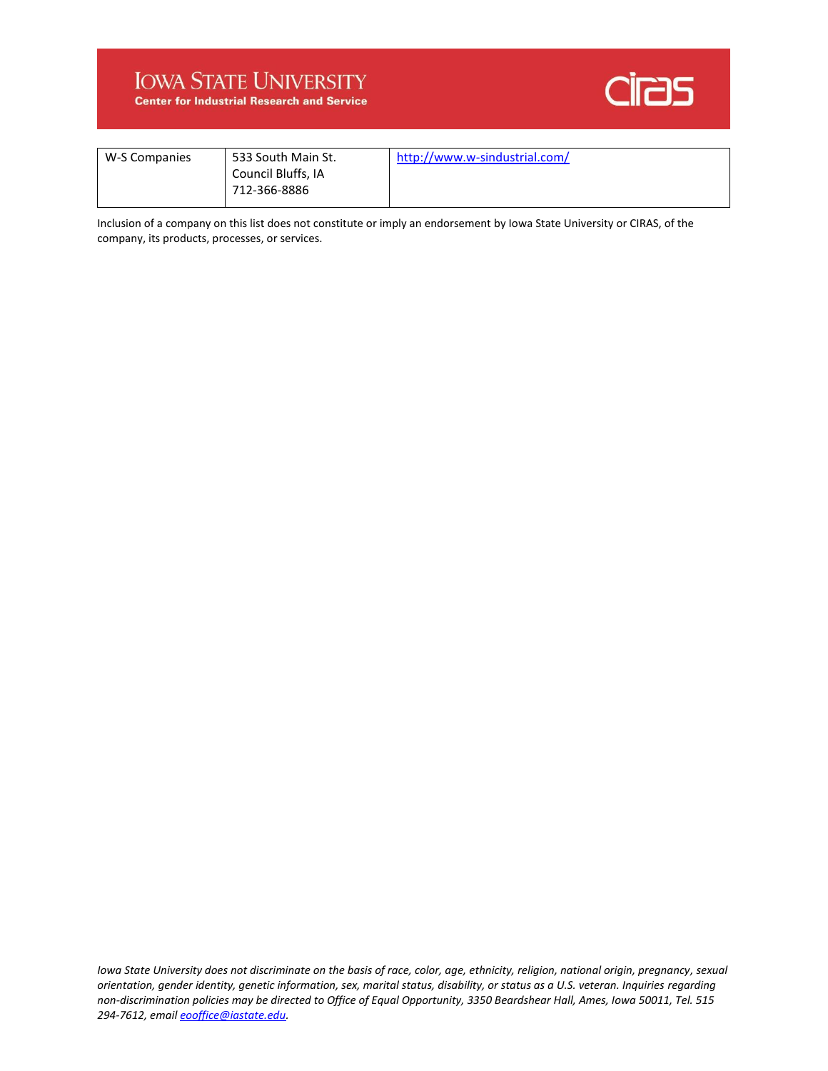| | | |
|---|---|---|
| W-S Companies | 533 South Main St.<br>Council Bluffs, IA<br>712-366-8886 | http://www.w-sindustrial.com/ |

Inclusion of a company on this list does not constitute or imply an endorsement by Iowa State University or CIRAS, of the company, its products, processes, or services.

*Iowa State University does not discriminate on the basis of race, color, age, ethnicity, religion, national origin, pregnancy, sexual orientation, gender identity, genetic information, sex, marital status, disability, or status as a U.S. veteran. Inquiries regarding non-discrimination policies may be directed to Office of Equal Opportunity, 3350 Beardshear Hall, Ames, Iowa 50011, Tel. 515 294-7612, email eooffice@iastate.edu.*